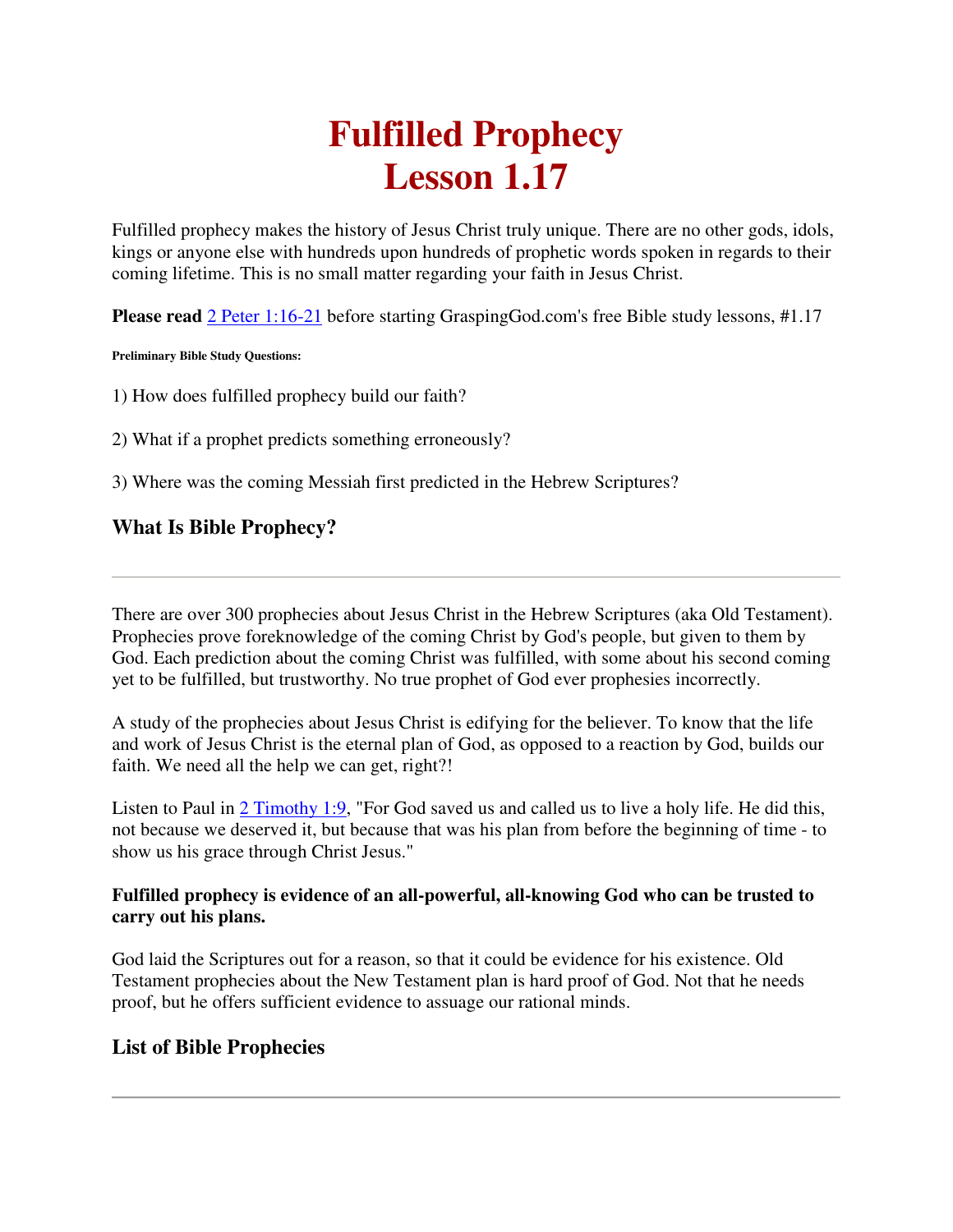# Fulfilled Prophecy
# Lesson 1.17

Fulfilled prophecy makes the history of Jesus Christ truly unique. There are no other gods, idols, kings or anyone else with hundreds upon hundreds of prophetic words spoken in regards to their coming lifetime. This is no small matter regarding your faith in Jesus Christ.

**Please read** 2 Peter 1:16-21 before starting GraspingGod.com's free Bible study lessons, #1.17

###### Preliminary Bible Study Questions:

1) How does fulfilled prophecy build our faith?

2) What if a prophet predicts something erroneously?

3) Where was the coming Messiah first predicted in the Hebrew Scriptures?

## What Is Bible Prophecy?

---

There are over 300 prophecies about Jesus Christ in the Hebrew Scriptures (aka Old Testament). Prophecies prove foreknowledge of the coming Christ by God's people, but given to them by God. Each prediction about the coming Christ was fulfilled, with some about his second coming yet to be fulfilled, but trustworthy. No true prophet of God ever prophesies incorrectly.

A study of the prophecies about Jesus Christ is edifying for the believer. To know that the life and work of Jesus Christ is the eternal plan of God, as opposed to a reaction by God, builds our faith. We need all the help we can get, right?!

Listen to Paul in 2 Timothy 1:9, "For God saved us and called us to live a holy life. He did this, not because we deserved it, but because that was his plan from before the beginning of time - to show us his grace through Christ Jesus."

**Fulfilled prophecy is evidence of an all-powerful, all-knowing God who can be trusted to carry out his plans.**

God laid the Scriptures out for a reason, so that it could be evidence for his existence. Old Testament prophecies about the New Testament plan is hard proof of God. Not that he needs proof, but he offers sufficient evidence to assuage our rational minds.

## List of Bible Prophecies

---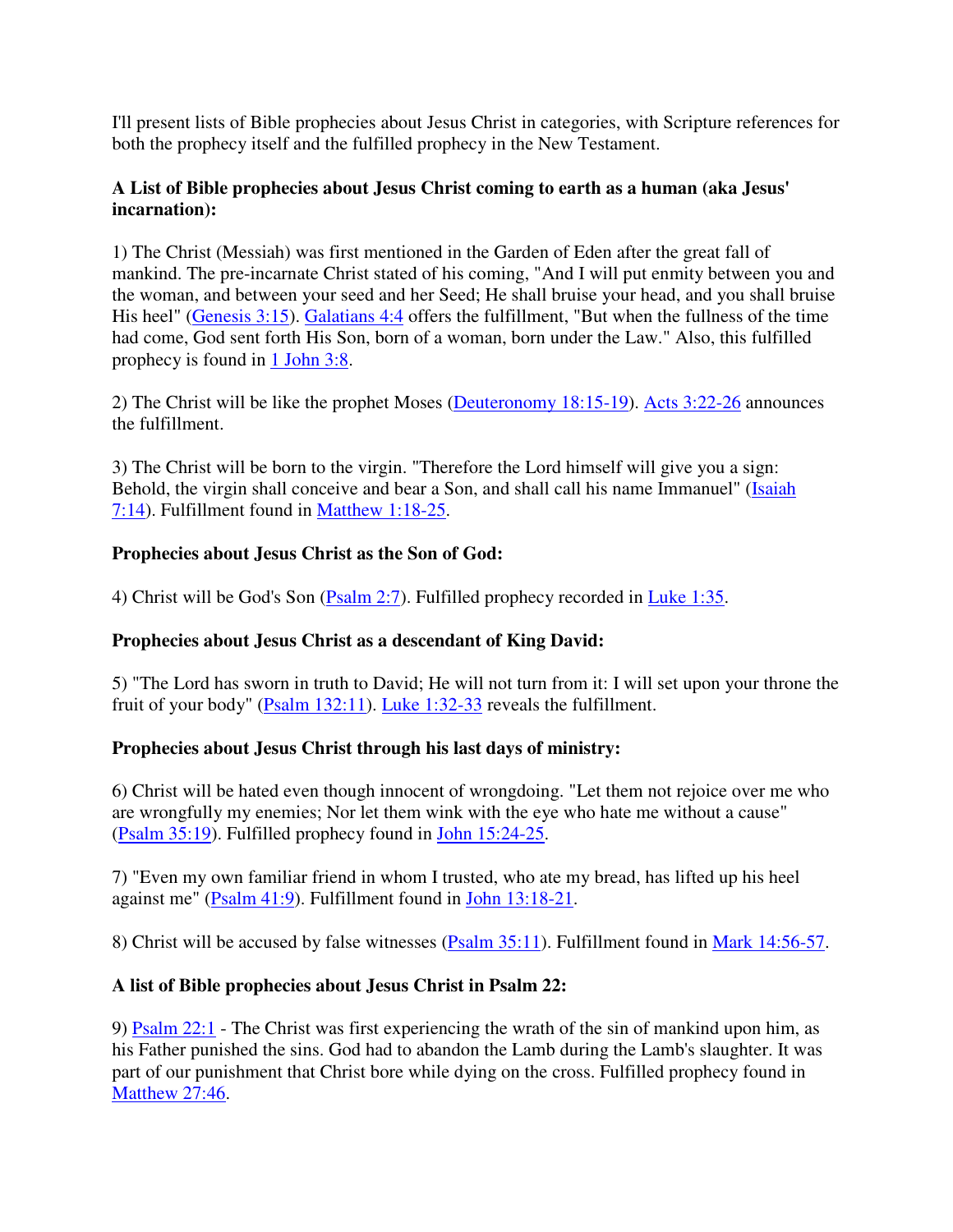I'll present lists of Bible prophecies about Jesus Christ in categories, with Scripture references for both the prophecy itself and the fulfilled prophecy in the New Testament.

**A List of Bible prophecies about Jesus Christ coming to earth as a human (aka Jesus' incarnation):**

1) The Christ (Messiah) was first mentioned in the Garden of Eden after the great fall of mankind. The pre-incarnate Christ stated of his coming, "And I will put enmity between you and the woman, and between your seed and her Seed; He shall bruise your head, and you shall bruise His heel" (Genesis 3:15). Galatians 4:4 offers the fulfillment, "But when the fullness of the time had come, God sent forth His Son, born of a woman, born under the Law." Also, this fulfilled prophecy is found in 1 John 3:8.

2) The Christ will be like the prophet Moses (Deuteronomy 18:15-19). Acts 3:22-26 announces the fulfillment.

3) The Christ will be born to the virgin. "Therefore the Lord himself will give you a sign: Behold, the virgin shall conceive and bear a Son, and shall call his name Immanuel" (Isaiah 7:14). Fulfillment found in Matthew 1:18-25.

**Prophecies about Jesus Christ as the Son of God:**

4) Christ will be God's Son (Psalm 2:7). Fulfilled prophecy recorded in Luke 1:35.

**Prophecies about Jesus Christ as a descendant of King David:**

5) "The Lord has sworn in truth to David; He will not turn from it: I will set upon your throne the fruit of your body" (Psalm 132:11). Luke 1:32-33 reveals the fulfillment.

**Prophecies about Jesus Christ through his last days of ministry:**

6) Christ will be hated even though innocent of wrongdoing. "Let them not rejoice over me who are wrongfully my enemies; Nor let them wink with the eye who hate me without a cause" (Psalm 35:19). Fulfilled prophecy found in John 15:24-25.

7) "Even my own familiar friend in whom I trusted, who ate my bread, has lifted up his heel against me" (Psalm 41:9). Fulfillment found in John 13:18-21.

8) Christ will be accused by false witnesses (Psalm 35:11). Fulfillment found in Mark 14:56-57.

**A list of Bible prophecies about Jesus Christ in Psalm 22:**

9) Psalm 22:1 - The Christ was first experiencing the wrath of the sin of mankind upon him, as his Father punished the sins. God had to abandon the Lamb during the Lamb's slaughter. It was part of our punishment that Christ bore while dying on the cross. Fulfilled prophecy found in Matthew 27:46.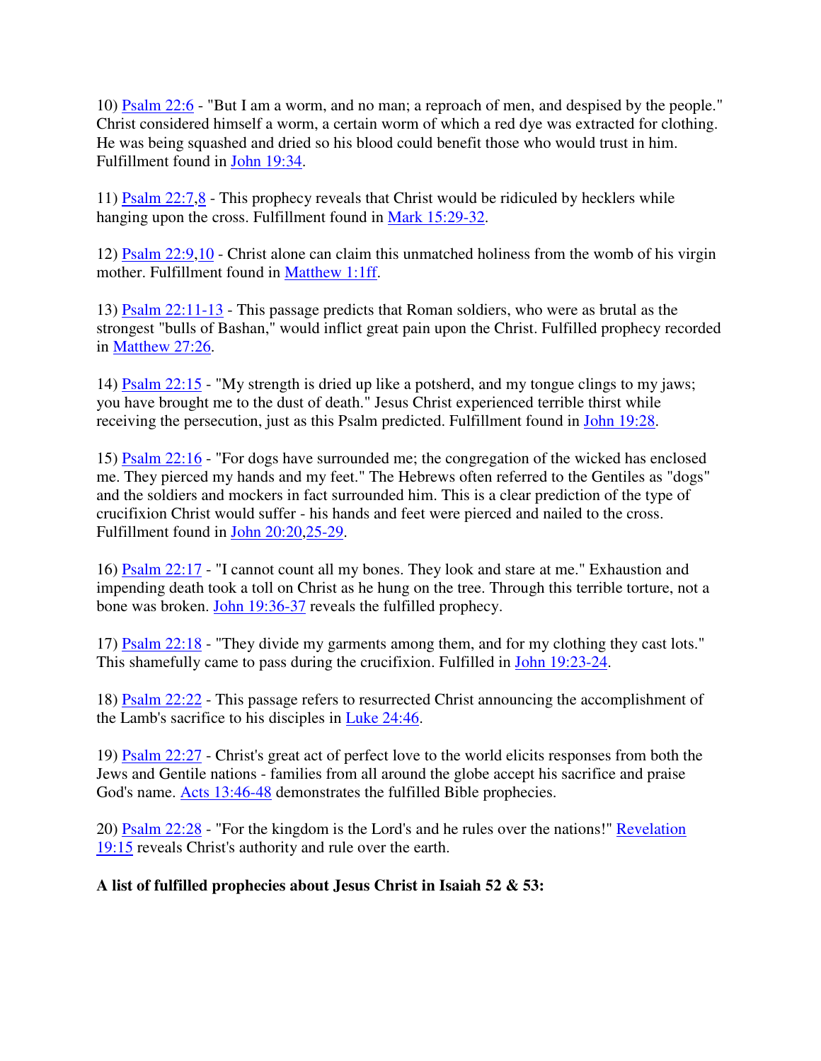10) Psalm 22:6 - "But I am a worm, and no man; a reproach of men, and despised by the people." Christ considered himself a worm, a certain worm of which a red dye was extracted for clothing. He was being squashed and dried so his blood could benefit those who would trust in him. Fulfillment found in John 19:34.

11) Psalm 22:7,8 - This prophecy reveals that Christ would be ridiculed by hecklers while hanging upon the cross. Fulfillment found in Mark 15:29-32.

12) Psalm 22:9,10 - Christ alone can claim this unmatched holiness from the womb of his virgin mother. Fulfillment found in Matthew 1:1ff.

13) Psalm 22:11-13 - This passage predicts that Roman soldiers, who were as brutal as the strongest "bulls of Bashan," would inflict great pain upon the Christ. Fulfilled prophecy recorded in Matthew 27:26.

14) Psalm 22:15 - "My strength is dried up like a potsherd, and my tongue clings to my jaws; you have brought me to the dust of death." Jesus Christ experienced terrible thirst while receiving the persecution, just as this Psalm predicted. Fulfillment found in John 19:28.

15) Psalm 22:16 - "For dogs have surrounded me; the congregation of the wicked has enclosed me. They pierced my hands and my feet." The Hebrews often referred to the Gentiles as "dogs" and the soldiers and mockers in fact surrounded him. This is a clear prediction of the type of crucifixion Christ would suffer - his hands and feet were pierced and nailed to the cross. Fulfillment found in John 20:20,25-29.

16) Psalm 22:17 - "I cannot count all my bones. They look and stare at me." Exhaustion and impending death took a toll on Christ as he hung on the tree. Through this terrible torture, not a bone was broken. John 19:36-37 reveals the fulfilled prophecy.

17) Psalm 22:18 - "They divide my garments among them, and for my clothing they cast lots." This shamefully came to pass during the crucifixion. Fulfilled in John 19:23-24.

18) Psalm 22:22 - This passage refers to resurrected Christ announcing the accomplishment of the Lamb's sacrifice to his disciples in Luke 24:46.

19) Psalm 22:27 - Christ's great act of perfect love to the world elicits responses from both the Jews and Gentile nations - families from all around the globe accept his sacrifice and praise God's name. Acts 13:46-48 demonstrates the fulfilled Bible prophecies.

20) Psalm 22:28 - "For the kingdom is the Lord's and he rules over the nations!" Revelation 19:15 reveals Christ's authority and rule over the earth.

**A list of fulfilled prophecies about Jesus Christ in Isaiah 52 & 53:**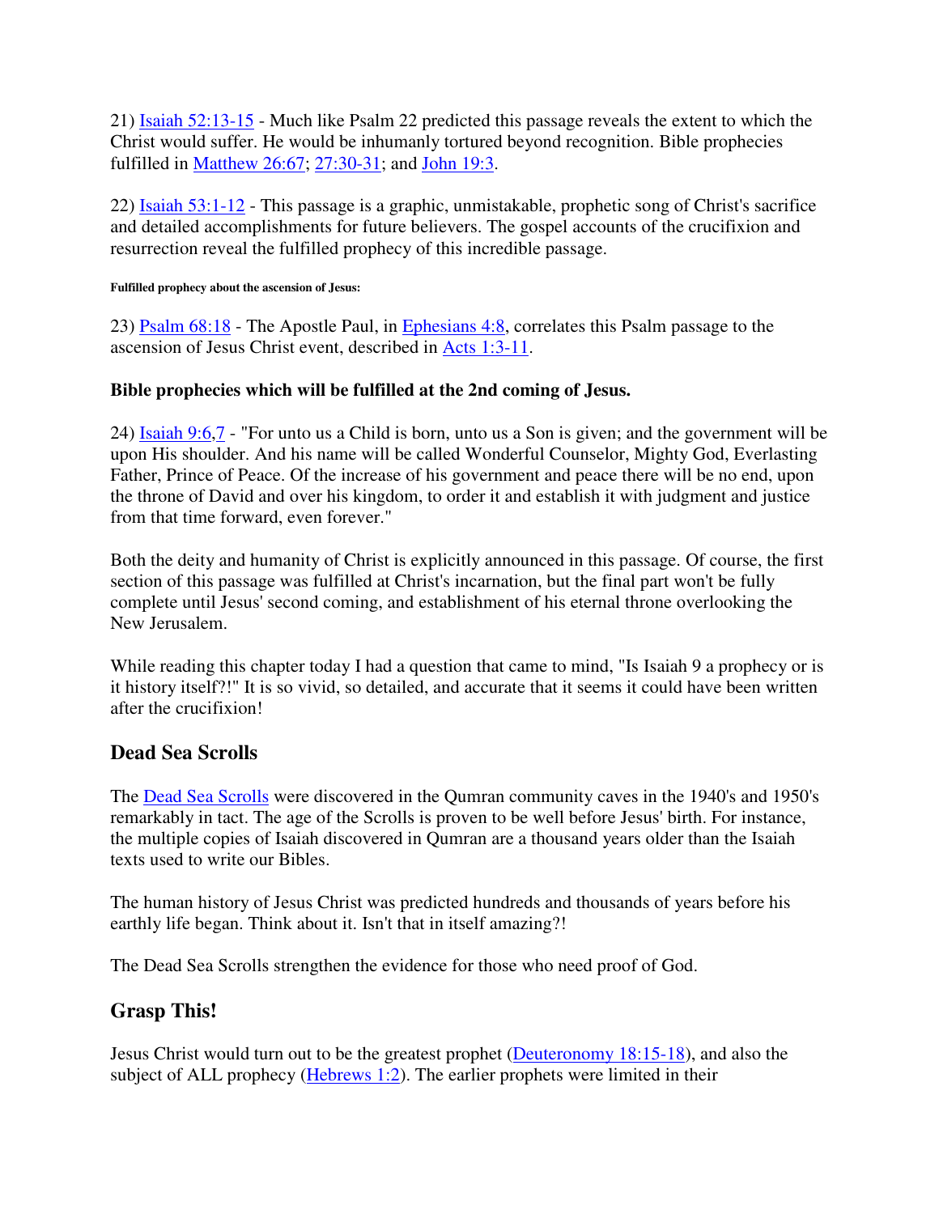21) Isaiah 52:13-15 - Much like Psalm 22 predicted this passage reveals the extent to which the Christ would suffer. He would be inhumanly tortured beyond recognition. Bible prophecies fulfilled in Matthew 26:67; 27:30-31; and John 19:3.

22) Isaiah 53:1-12 - This passage is a graphic, unmistakable, prophetic song of Christ's sacrifice and detailed accomplishments for future believers. The gospel accounts of the crucifixion and resurrection reveal the fulfilled prophecy of this incredible passage.

###### Fulfilled prophecy about the ascension of Jesus:

23) Psalm 68:18 - The Apostle Paul, in Ephesians 4:8, correlates this Psalm passage to the ascension of Jesus Christ event, described in Acts 1:3-11.

#### Bible prophecies which will be fulfilled at the 2nd coming of Jesus.

24) Isaiah 9:6,7 - "For unto us a Child is born, unto us a Son is given; and the government will be upon His shoulder. And his name will be called Wonderful Counselor, Mighty God, Everlasting Father, Prince of Peace. Of the increase of his government and peace there will be no end, upon the throne of David and over his kingdom, to order it and establish it with judgment and justice from that time forward, even forever."

Both the deity and humanity of Christ is explicitly announced in this passage. Of course, the first section of this passage was fulfilled at Christ's incarnation, but the final part won't be fully complete until Jesus' second coming, and establishment of his eternal throne overlooking the New Jerusalem.

While reading this chapter today I had a question that came to mind, "Is Isaiah 9 a prophecy or is it history itself?!" It is so vivid, so detailed, and accurate that it seems it could have been written after the crucifixion!

## Dead Sea Scrolls

The Dead Sea Scrolls were discovered in the Qumran community caves in the 1940's and 1950's remarkably in tact. The age of the Scrolls is proven to be well before Jesus' birth. For instance, the multiple copies of Isaiah discovered in Qumran are a thousand years older than the Isaiah texts used to write our Bibles.

The human history of Jesus Christ was predicted hundreds and thousands of years before his earthly life began. Think about it. Isn't that in itself amazing?!

The Dead Sea Scrolls strengthen the evidence for those who need proof of God.

## Grasp This!

Jesus Christ would turn out to be the greatest prophet (Deuteronomy 18:15-18), and also the subject of ALL prophecy (Hebrews 1:2). The earlier prophets were limited in their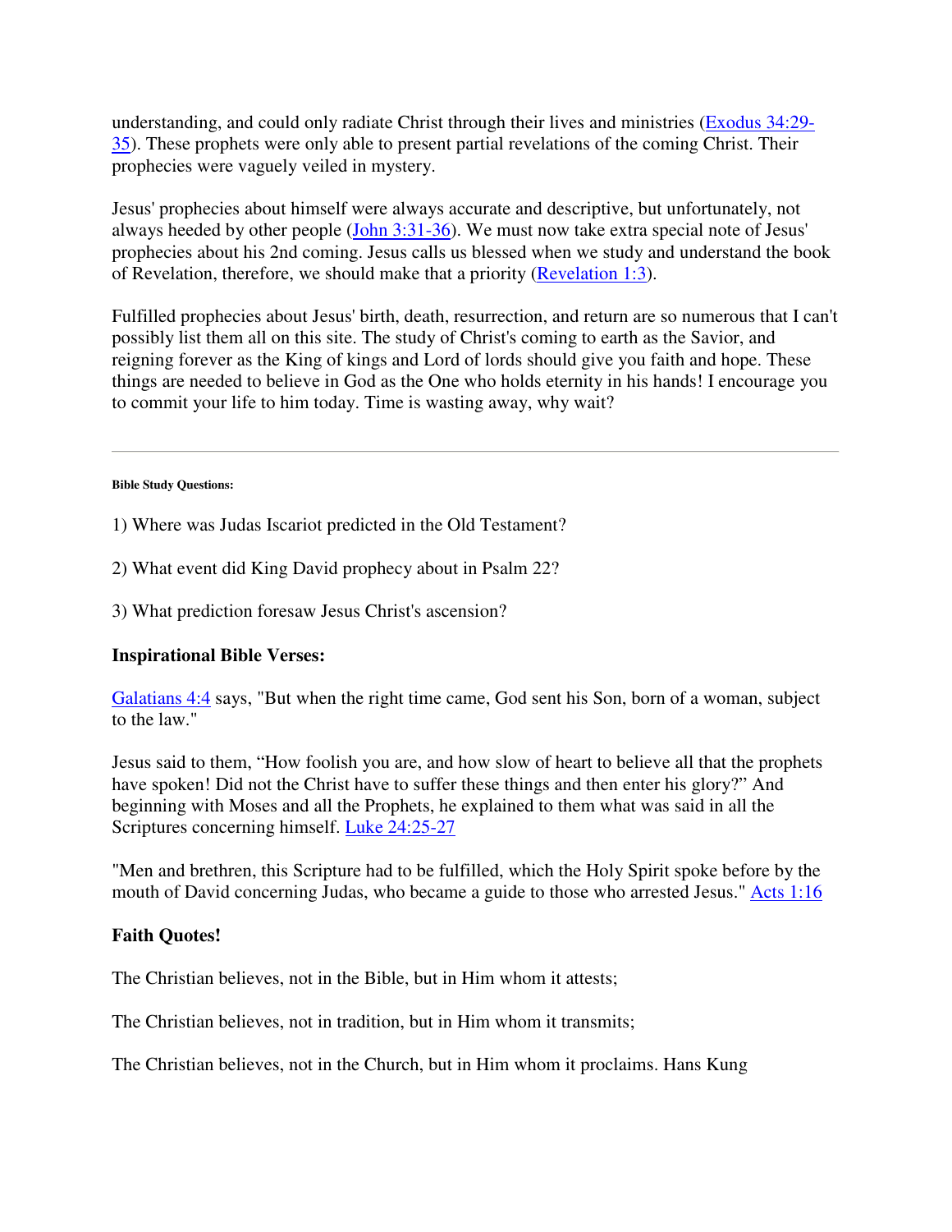understanding, and could only radiate Christ through their lives and ministries (Exodus 34:29-35). These prophets were only able to present partial revelations of the coming Christ. Their prophecies were vaguely veiled in mystery.

Jesus' prophecies about himself were always accurate and descriptive, but unfortunately, not always heeded by other people (John 3:31-36). We must now take extra special note of Jesus' prophecies about his 2nd coming. Jesus calls us blessed when we study and understand the book of Revelation, therefore, we should make that a priority (Revelation 1:3).

Fulfilled prophecies about Jesus' birth, death, resurrection, and return are so numerous that I can't possibly list them all on this site. The study of Christ's coming to earth as the Savior, and reigning forever as the King of kings and Lord of lords should give you faith and hope. These things are needed to believe in God as the One who holds eternity in his hands! I encourage you to commit your life to him today. Time is wasting away, why wait?

---

**Bible Study Questions:**

1) Where was Judas Iscariot predicted in the Old Testament?

2) What event did King David prophecy about in Psalm 22?

3) What prediction foresaw Jesus Christ's ascension?

### Inspirational Bible Verses:

Galatians 4:4 says, "But when the right time came, God sent his Son, born of a woman, subject to the law."

Jesus said to them, “How foolish you are, and how slow of heart to believe all that the prophets have spoken! Did not the Christ have to suffer these things and then enter his glory?” And beginning with Moses and all the Prophets, he explained to them what was said in all the Scriptures concerning himself. Luke 24:25-27

"Men and brethren, this Scripture had to be fulfilled, which the Holy Spirit spoke before by the mouth of David concerning Judas, who became a guide to those who arrested Jesus." Acts 1:16

### Faith Quotes!

The Christian believes, not in the Bible, but in Him whom it attests;

The Christian believes, not in tradition, but in Him whom it transmits;

The Christian believes, not in the Church, but in Him whom it proclaims. Hans Kung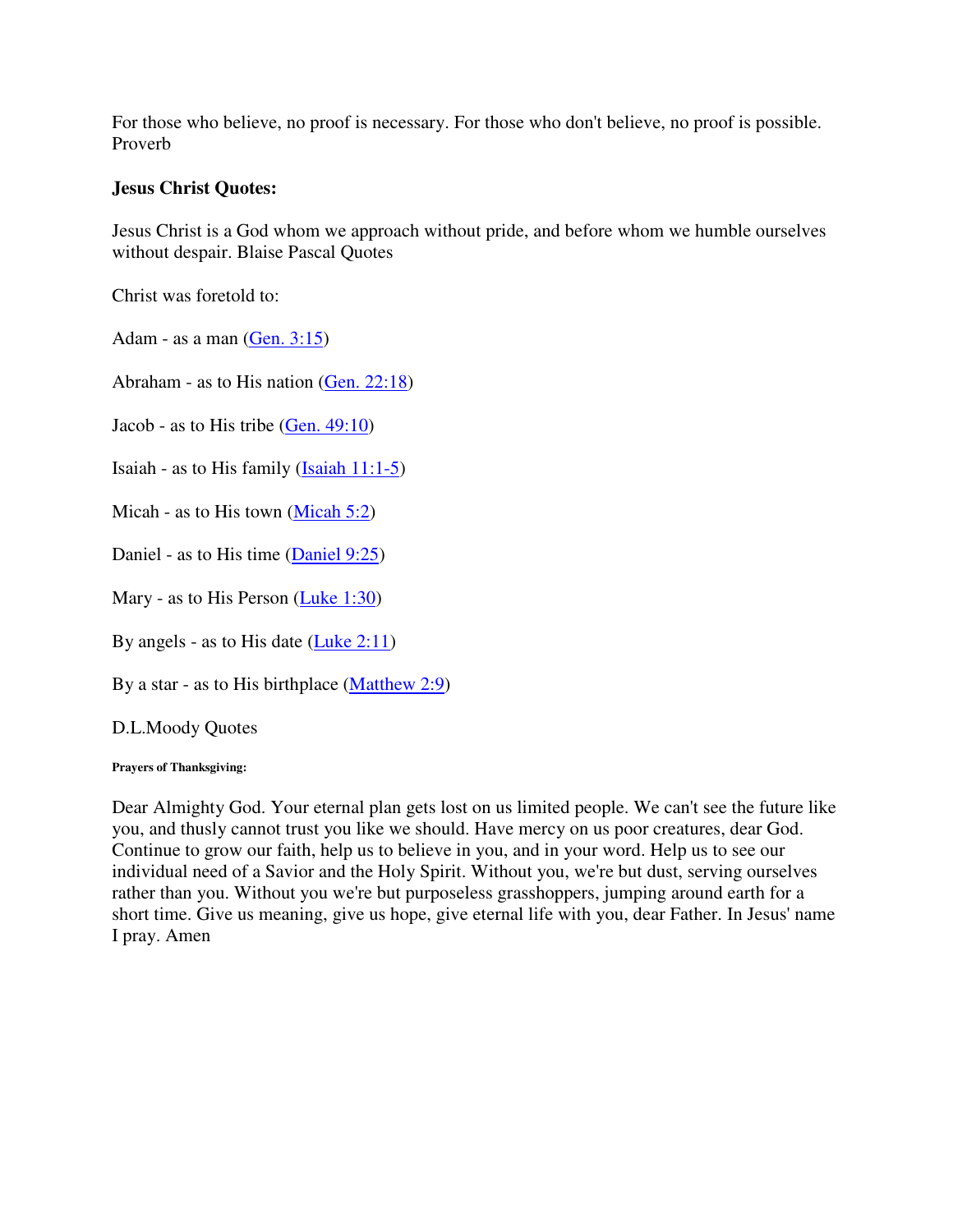For those who believe, no proof is necessary. For those who don't believe, no proof is possible. Proverb

**Jesus Christ Quotes:**

Jesus Christ is a God whom we approach without pride, and before whom we humble ourselves without despair. Blaise Pascal Quotes

Christ was foretold to:

Adam - as a man (Gen. 3:15)

Abraham - as to His nation (Gen. 22:18)

Jacob - as to His tribe (Gen. 49:10)

Isaiah - as to His family (Isaiah 11:1-5)

Micah - as to His town (Micah 5:2)

Daniel - as to His time (Daniel 9:25)

Mary - as to His Person (Luke 1:30)

By angels - as to His date (Luke 2:11)

By a star - as to His birthplace (Matthew 2:9)

D.L.Moody Quotes

###### Prayers of Thanksgiving:

Dear Almighty God. Your eternal plan gets lost on us limited people. We can't see the future like you, and thusly cannot trust you like we should. Have mercy on us poor creatures, dear God. Continue to grow our faith, help us to believe in you, and in your word. Help us to see our individual need of a Savior and the Holy Spirit. Without you, we're but dust, serving ourselves rather than you. Without you we're but purposeless grasshoppers, jumping around earth for a short time. Give us meaning, give us hope, give eternal life with you, dear Father. In Jesus' name I pray. Amen